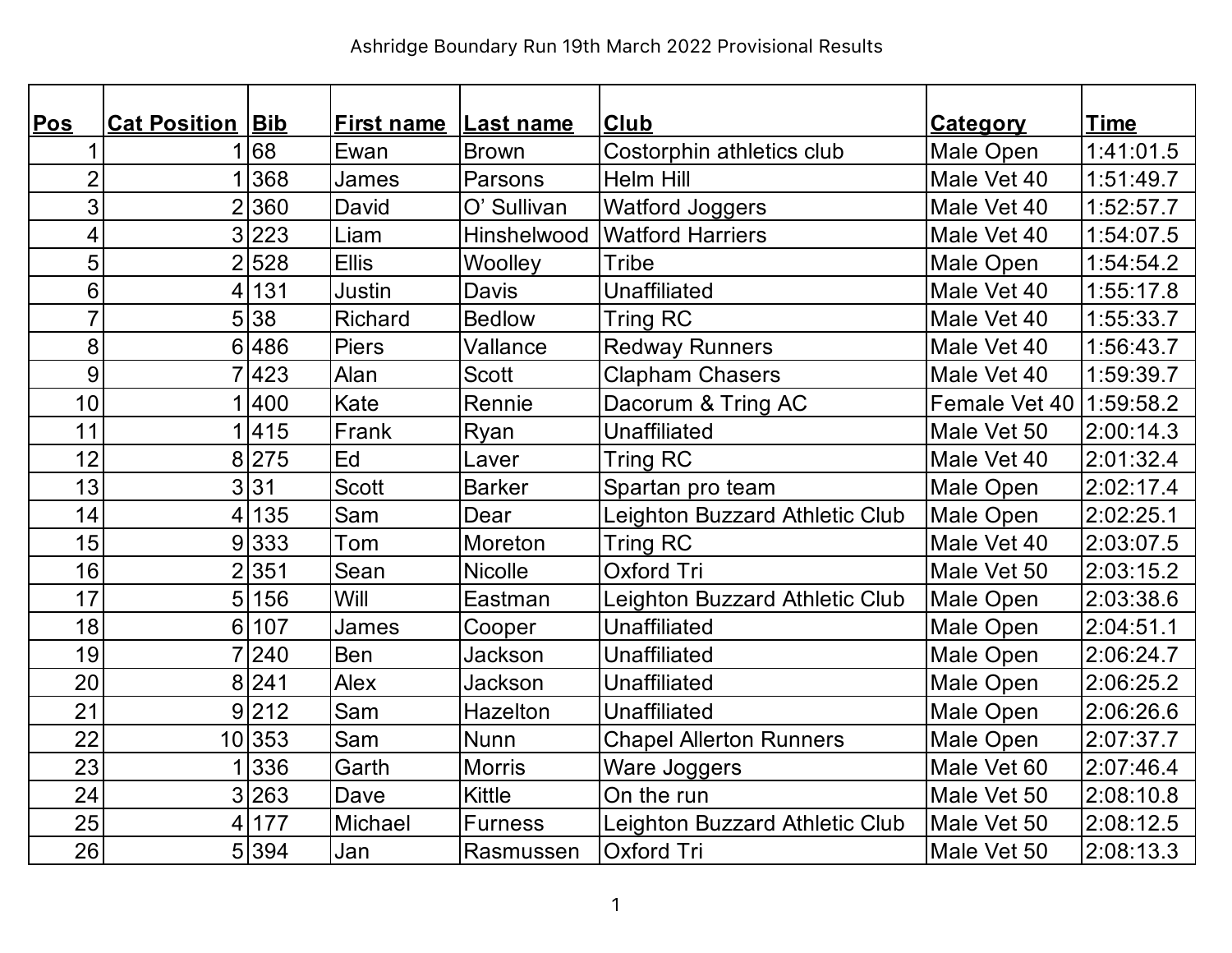Ashridge Boundary Run 19th March 2022 Provisional Results

| Pos | Cat Position | Bib | First name | Last name | Club | Category | Time |
|---|---|---|---|---|---|---|---|
| 1 | 1 | 68 | Ewan | Brown | Costorphin athletics club | Male Open | 1:41:01.5 |
| 2 | 1 | 368 | James | Parsons | Helm Hill | Male Vet 40 | 1:51:49.7 |
| 3 | 2 | 360 | David | O' Sullivan | Watford Joggers | Male Vet 40 | 1:52:57.7 |
| 4 | 3 | 223 | Liam | Hinshelwood | Watford Harriers | Male Vet 40 | 1:54:07.5 |
| 5 | 2 | 528 | Ellis | Woolley | Tribe | Male Open | 1:54:54.2 |
| 6 | 4 | 131 | Justin | Davis | Unaffiliated | Male Vet 40 | 1:55:17.8 |
| 7 | 5 | 38 | Richard | Bedlow | Tring RC | Male Vet 40 | 1:55:33.7 |
| 8 | 6 | 486 | Piers | Vallance | Redway Runners | Male Vet 40 | 1:56:43.7 |
| 9 | 7 | 423 | Alan | Scott | Clapham Chasers | Male Vet 40 | 1:59:39.7 |
| 10 | 1 | 400 | Kate | Rennie | Dacorum & Tring AC | Female Vet 40 | 1:59:58.2 |
| 11 | 1 | 415 | Frank | Ryan | Unaffiliated | Male Vet 50 | 2:00:14.3 |
| 12 | 8 | 275 | Ed | Laver | Tring RC | Male Vet 40 | 2:01:32.4 |
| 13 | 3 | 31 | Scott | Barker | Spartan pro team | Male Open | 2:02:17.4 |
| 14 | 4 | 135 | Sam | Dear | Leighton Buzzard Athletic Club | Male Open | 2:02:25.1 |
| 15 | 9 | 333 | Tom | Moreton | Tring RC | Male Vet 40 | 2:03:07.5 |
| 16 | 2 | 351 | Sean | Nicolle | Oxford Tri | Male Vet 50 | 2:03:15.2 |
| 17 | 5 | 156 | Will | Eastman | Leighton Buzzard Athletic Club | Male Open | 2:03:38.6 |
| 18 | 6 | 107 | James | Cooper | Unaffiliated | Male Open | 2:04:51.1 |
| 19 | 7 | 240 | Ben | Jackson | Unaffiliated | Male Open | 2:06:24.7 |
| 20 | 8 | 241 | Alex | Jackson | Unaffiliated | Male Open | 2:06:25.2 |
| 21 | 9 | 212 | Sam | Hazelton | Unaffiliated | Male Open | 2:06:26.6 |
| 22 | 10 | 353 | Sam | Nunn | Chapel Allerton Runners | Male Open | 2:07:37.7 |
| 23 | 1 | 336 | Garth | Morris | Ware Joggers | Male Vet 60 | 2:07:46.4 |
| 24 | 3 | 263 | Dave | Kittle | On the run | Male Vet 50 | 2:08:10.8 |
| 25 | 4 | 177 | Michael | Furness | Leighton Buzzard Athletic Club | Male Vet 50 | 2:08:12.5 |
| 26 | 5 | 394 | Jan | Rasmussen | Oxford Tri | Male Vet 50 | 2:08:13.3 |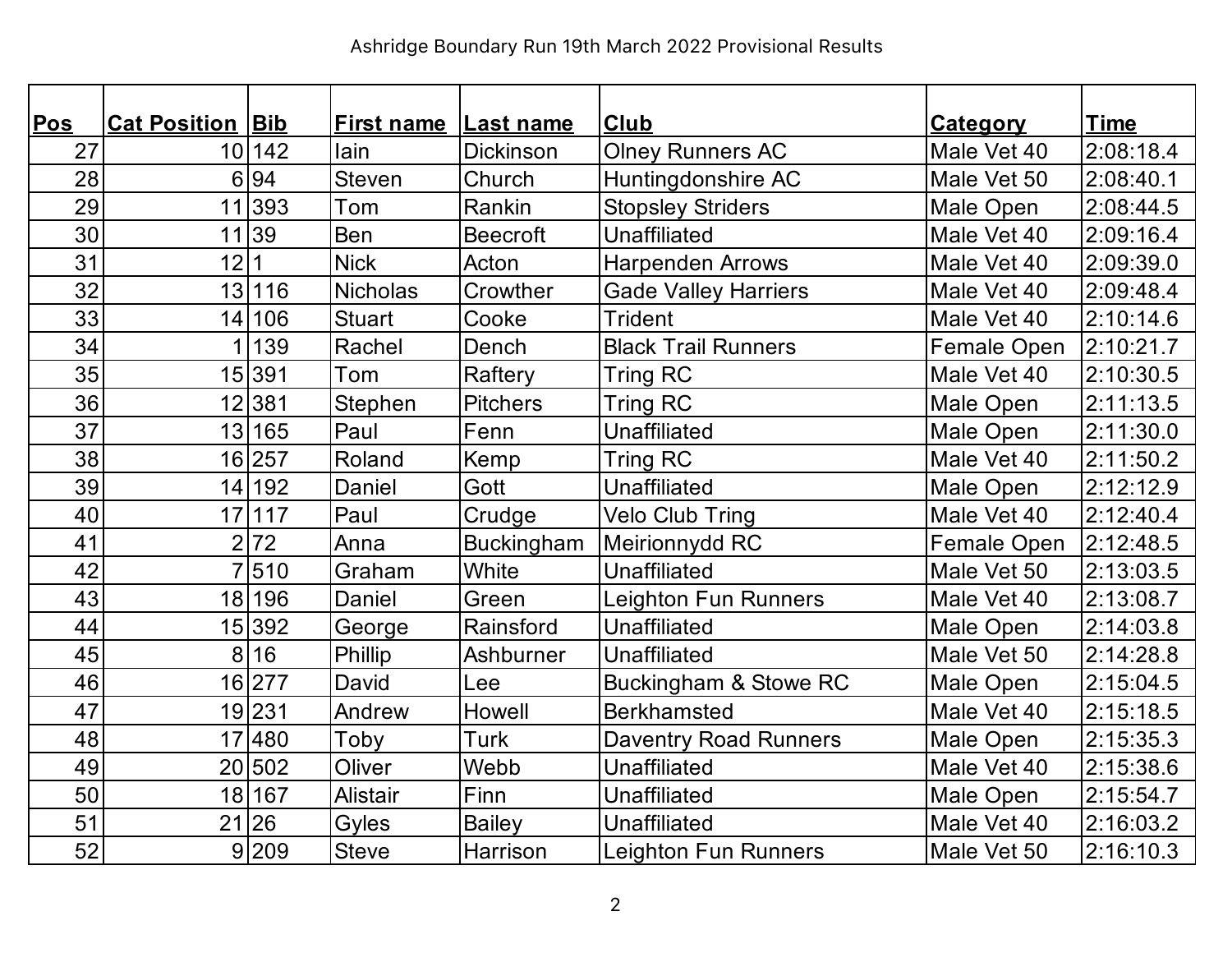Ashridge Boundary Run 19th March 2022 Provisional Results

| Pos | Cat Position | Bib | First name | Last name | Club | Category | Time |
|---|---|---|---|---|---|---|---|
| 27 | 10 | 142 | Iain | Dickinson | Olney Runners AC | Male Vet 40 | 2:08:18.4 |
| 28 | 6 | 94 | Steven | Church | Huntingdonshire AC | Male Vet 50 | 2:08:40.1 |
| 29 | 11 | 393 | Tom | Rankin | Stopsley Striders | Male Open | 2:08:44.5 |
| 30 | 11 | 39 | Ben | Beecroft | Unaffiliated | Male Vet 40 | 2:09:16.4 |
| 31 | 12 | 1 | Nick | Acton | Harpenden Arrows | Male Vet 40 | 2:09:39.0 |
| 32 | 13 | 116 | Nicholas | Crowther | Gade Valley Harriers | Male Vet 40 | 2:09:48.4 |
| 33 | 14 | 106 | Stuart | Cooke | Trident | Male Vet 40 | 2:10:14.6 |
| 34 | 1 | 139 | Rachel | Dench | Black Trail Runners | Female Open | 2:10:21.7 |
| 35 | 15 | 391 | Tom | Raftery | Tring RC | Male Vet 40 | 2:10:30.5 |
| 36 | 12 | 381 | Stephen | Pitchers | Tring RC | Male Open | 2:11:13.5 |
| 37 | 13 | 165 | Paul | Fenn | Unaffiliated | Male Open | 2:11:30.0 |
| 38 | 16 | 257 | Roland | Kemp | Tring RC | Male Vet 40 | 2:11:50.2 |
| 39 | 14 | 192 | Daniel | Gott | Unaffiliated | Male Open | 2:12:12.9 |
| 40 | 17 | 117 | Paul | Crudge | Velo Club Tring | Male Vet 40 | 2:12:40.4 |
| 41 | 2 | 72 | Anna | Buckingham | Meirionnydd RC | Female Open | 2:12:48.5 |
| 42 | 7 | 510 | Graham | White | Unaffiliated | Male Vet 50 | 2:13:03.5 |
| 43 | 18 | 196 | Daniel | Green | Leighton Fun Runners | Male Vet 40 | 2:13:08.7 |
| 44 | 15 | 392 | George | Rainsford | Unaffiliated | Male Open | 2:14:03.8 |
| 45 | 8 | 16 | Phillip | Ashburner | Unaffiliated | Male Vet 50 | 2:14:28.8 |
| 46 | 16 | 277 | David | Lee | Buckingham & Stowe RC | Male Open | 2:15:04.5 |
| 47 | 19 | 231 | Andrew | Howell | Berkhamsted | Male Vet 40 | 2:15:18.5 |
| 48 | 17 | 480 | Toby | Turk | Daventry Road Runners | Male Open | 2:15:35.3 |
| 49 | 20 | 502 | Oliver | Webb | Unaffiliated | Male Vet 40 | 2:15:38.6 |
| 50 | 18 | 167 | Alistair | Finn | Unaffiliated | Male Open | 2:15:54.7 |
| 51 | 21 | 26 | Gyles | Bailey | Unaffiliated | Male Vet 40 | 2:16:03.2 |
| 52 | 9 | 209 | Steve | Harrison | Leighton Fun Runners | Male Vet 50 | 2:16:10.3 |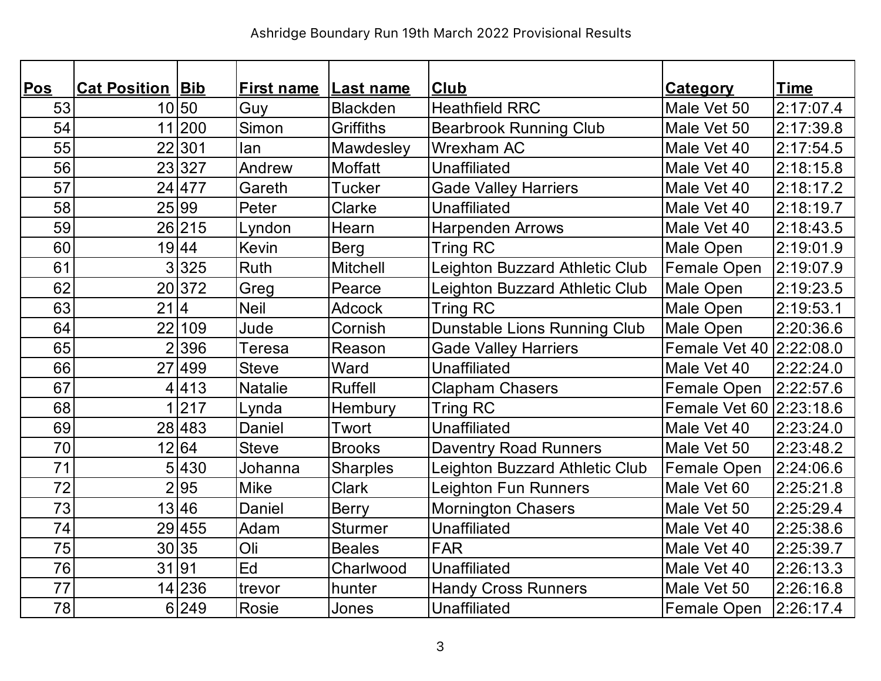Ashridge Boundary Run 19th March 2022 Provisional Results

| Pos | Cat Position | Bib | First name | Last name | Club | Category | Time |
|---|---|---|---|---|---|---|---|
| 53 | 10 | 50 | Guy | Blackden | Heathfield RRC | Male Vet 50 | 2:17:07.4 |
| 54 | 11 | 200 | Simon | Griffiths | Bearbrook Running Club | Male Vet 50 | 2:17:39.8 |
| 55 | 22 | 301 | Ian | Mawdesley | Wrexham AC | Male Vet 40 | 2:17:54.5 |
| 56 | 23 | 327 | Andrew | Moffatt | Unaffiliated | Male Vet 40 | 2:18:15.8 |
| 57 | 24 | 477 | Gareth | Tucker | Gade Valley Harriers | Male Vet 40 | 2:18:17.2 |
| 58 | 25 | 99 | Peter | Clarke | Unaffiliated | Male Vet 40 | 2:18:19.7 |
| 59 | 26 | 215 | Lyndon | Hearn | Harpenden Arrows | Male Vet 40 | 2:18:43.5 |
| 60 | 19 | 44 | Kevin | Berg | Tring RC | Male Open | 2:19:01.9 |
| 61 | 3 | 325 | Ruth | Mitchell | Leighton Buzzard Athletic Club | Female Open | 2:19:07.9 |
| 62 | 20 | 372 | Greg | Pearce | Leighton Buzzard Athletic Club | Male Open | 2:19:23.5 |
| 63 | 21 | 4 | Neil | Adcock | Tring RC | Male Open | 2:19:53.1 |
| 64 | 22 | 109 | Jude | Cornish | Dunstable Lions Running Club | Male Open | 2:20:36.6 |
| 65 | 2 | 396 | Teresa | Reason | Gade Valley Harriers | Female Vet 40 | 2:22:08.0 |
| 66 | 27 | 499 | Steve | Ward | Unaffiliated | Male Vet 40 | 2:22:24.0 |
| 67 | 4 | 413 | Natalie | Ruffell | Clapham Chasers | Female Open | 2:22:57.6 |
| 68 | 1 | 217 | Lynda | Hembury | Tring RC | Female Vet 60 | 2:23:18.6 |
| 69 | 28 | 483 | Daniel | Twort | Unaffiliated | Male Vet 40 | 2:23:24.0 |
| 70 | 12 | 64 | Steve | Brooks | Daventry Road Runners | Male Vet 50 | 2:23:48.2 |
| 71 | 5 | 430 | Johanna | Sharples | Leighton Buzzard Athletic Club | Female Open | 2:24:06.6 |
| 72 | 2 | 95 | Mike | Clark | Leighton Fun Runners | Male Vet 60 | 2:25:21.8 |
| 73 | 13 | 46 | Daniel | Berry | Mornington Chasers | Male Vet 50 | 2:25:29.4 |
| 74 | 29 | 455 | Adam | Sturmer | Unaffiliated | Male Vet 40 | 2:25:38.6 |
| 75 | 30 | 35 | Oli | Beales | FAR | Male Vet 40 | 2:25:39.7 |
| 76 | 31 | 91 | Ed | Charlwood | Unaffiliated | Male Vet 40 | 2:26:13.3 |
| 77 | 14 | 236 | trevor | hunter | Handy Cross Runners | Male Vet 50 | 2:26:16.8 |
| 78 | 6 | 249 | Rosie | Jones | Unaffiliated | Female Open | 2:26:17.4 |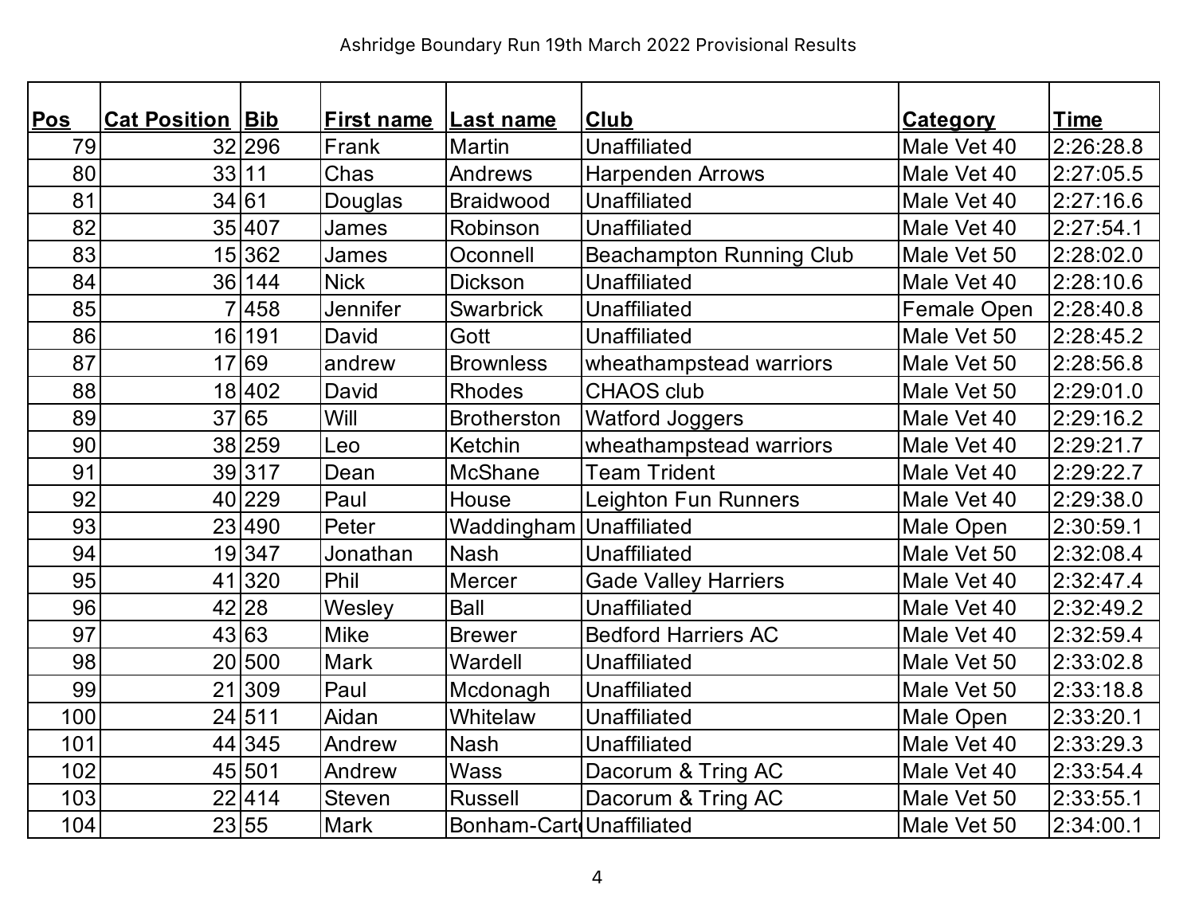Ashridge Boundary Run 19th March 2022 Provisional Results

| Pos | Cat Position | Bib | First name | Last name | Club | Category | Time |
|---|---|---|---|---|---|---|---|
| 79 | 32 | 296 | Frank | Martin | Unaffiliated | Male Vet 40 | 2:26:28.8 |
| 80 | 33 | 11 | Chas | Andrews | Harpenden Arrows | Male Vet 40 | 2:27:05.5 |
| 81 | 34 | 61 | Douglas | Braidwood | Unaffiliated | Male Vet 40 | 2:27:16.6 |
| 82 | 35 | 407 | James | Robinson | Unaffiliated | Male Vet 40 | 2:27:54.1 |
| 83 | 15 | 362 | James | Oconnell | Beachampton Running Club | Male Vet 50 | 2:28:02.0 |
| 84 | 36 | 144 | Nick | Dickson | Unaffiliated | Male Vet 40 | 2:28:10.6 |
| 85 | 7 | 458 | Jennifer | Swarbrick | Unaffiliated | Female Open | 2:28:40.8 |
| 86 | 16 | 191 | David | Gott | Unaffiliated | Male Vet 50 | 2:28:45.2 |
| 87 | 17 | 69 | andrew | Brownless | wheathampstead warriors | Male Vet 50 | 2:28:56.8 |
| 88 | 18 | 402 | David | Rhodes | CHAOS club | Male Vet 50 | 2:29:01.0 |
| 89 | 37 | 65 | Will | Brotherston | Watford Joggers | Male Vet 40 | 2:29:16.2 |
| 90 | 38 | 259 | Leo | Ketchin | wheathampstead warriors | Male Vet 40 | 2:29:21.7 |
| 91 | 39 | 317 | Dean | McShane | Team Trident | Male Vet 40 | 2:29:22.7 |
| 92 | 40 | 229 | Paul | House | Leighton Fun Runners | Male Vet 40 | 2:29:38.0 |
| 93 | 23 | 490 | Peter | Waddingham | Unaffiliated | Male Open | 2:30:59.1 |
| 94 | 19 | 347 | Jonathan | Nash | Unaffiliated | Male Vet 50 | 2:32:08.4 |
| 95 | 41 | 320 | Phil | Mercer | Gade Valley Harriers | Male Vet 40 | 2:32:47.4 |
| 96 | 42 | 28 | Wesley | Ball | Unaffiliated | Male Vet 40 | 2:32:49.2 |
| 97 | 43 | 63 | Mike | Brewer | Bedford Harriers AC | Male Vet 40 | 2:32:59.4 |
| 98 | 20 | 500 | Mark | Wardell | Unaffiliated | Male Vet 50 | 2:33:02.8 |
| 99 | 21 | 309 | Paul | Mcdonagh | Unaffiliated | Male Vet 50 | 2:33:18.8 |
| 100 | 24 | 511 | Aidan | Whitelaw | Unaffiliated | Male Open | 2:33:20.1 |
| 101 | 44 | 345 | Andrew | Nash | Unaffiliated | Male Vet 40 | 2:33:29.3 |
| 102 | 45 | 501 | Andrew | Wass | Dacorum & Tring AC | Male Vet 40 | 2:33:54.4 |
| 103 | 22 | 414 | Steven | Russell | Dacorum & Tring AC | Male Vet 50 | 2:33:55.1 |
| 104 | 23 | 55 | Mark | Bonham-Carte | Unaffiliated | Male Vet 50 | 2:34:00.1 |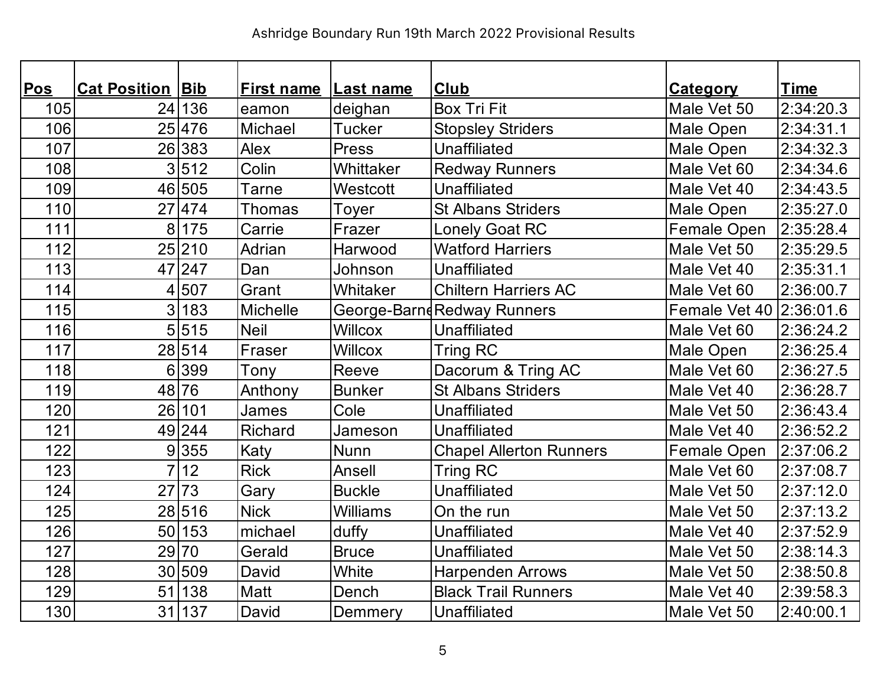Ashridge Boundary Run 19th March 2022 Provisional Results

| Pos | Cat Position | Bib | First name | Last name | Club | Category | Time |
|---|---|---|---|---|---|---|---|
| 105 | 24 | 136 | eamon | deighan | Box Tri Fit | Male Vet 50 | 2:34:20.3 |
| 106 | 25 | 476 | Michael | Tucker | Stopsley Striders | Male Open | 2:34:31.1 |
| 107 | 26 | 383 | Alex | Press | Unaffiliated | Male Open | 2:34:32.3 |
| 108 | 3 | 512 | Colin | Whittaker | Redway Runners | Male Vet 60 | 2:34:34.6 |
| 109 | 46 | 505 | Tarne | Westcott | Unaffiliated | Male Vet 40 | 2:34:43.5 |
| 110 | 27 | 474 | Thomas | Toyer | St Albans Striders | Male Open | 2:35:27.0 |
| 111 | 8 | 175 | Carrie | Frazer | Lonely Goat RC | Female Open | 2:35:28.4 |
| 112 | 25 | 210 | Adrian | Harwood | Watford Harriers | Male Vet 50 | 2:35:29.5 |
| 113 | 47 | 247 | Dan | Johnson | Unaffiliated | Male Vet 40 | 2:35:31.1 |
| 114 | 4 | 507 | Grant | Whitaker | Chiltern Harriers AC | Male Vet 60 | 2:36:00.7 |
| 115 | 3 | 183 | Michelle | George-Barne | Redway Runners | Female Vet 40 | 2:36:01.6 |
| 116 | 5 | 515 | Neil | Willcox | Unaffiliated | Male Vet 60 | 2:36:24.2 |
| 117 | 28 | 514 | Fraser | Willcox | Tring RC | Male Open | 2:36:25.4 |
| 118 | 6 | 399 | Tony | Reeve | Dacorum & Tring AC | Male Vet 60 | 2:36:27.5 |
| 119 | 48 | 76 | Anthony | Bunker | St Albans Striders | Male Vet 40 | 2:36:28.7 |
| 120 | 26 | 101 | James | Cole | Unaffiliated | Male Vet 50 | 2:36:43.4 |
| 121 | 49 | 244 | Richard | Jameson | Unaffiliated | Male Vet 40 | 2:36:52.2 |
| 122 | 9 | 355 | Katy | Nunn | Chapel Allerton Runners | Female Open | 2:37:06.2 |
| 123 | 7 | 12 | Rick | Ansell | Tring RC | Male Vet 60 | 2:37:08.7 |
| 124 | 27 | 73 | Gary | Buckle | Unaffiliated | Male Vet 50 | 2:37:12.0 |
| 125 | 28 | 516 | Nick | Williams | On the run | Male Vet 50 | 2:37:13.2 |
| 126 | 50 | 153 | michael | duffy | Unaffiliated | Male Vet 40 | 2:37:52.9 |
| 127 | 29 | 70 | Gerald | Bruce | Unaffiliated | Male Vet 50 | 2:38:14.3 |
| 128 | 30 | 509 | David | White | Harpenden Arrows | Male Vet 50 | 2:38:50.8 |
| 129 | 51 | 138 | Matt | Dench | Black Trail Runners | Male Vet 40 | 2:39:58.3 |
| 130 | 31 | 137 | David | Demmery | Unaffiliated | Male Vet 50 | 2:40:00.1 |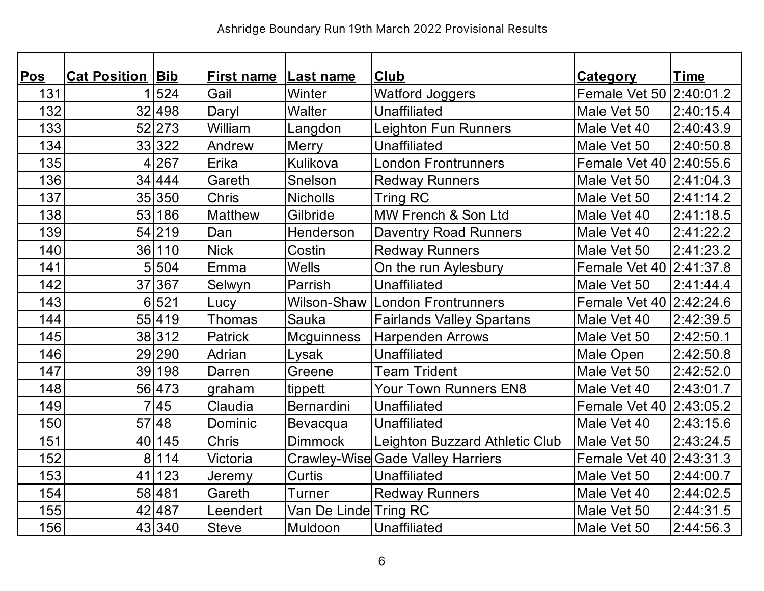Ashridge Boundary Run 19th March 2022 Provisional Results

| Pos | Cat Position | Bib | First name | Last name | Club | Category | Time |
|---|---|---|---|---|---|---|---|
| 131 | 1 | 524 | Gail | Winter | Watford Joggers | Female Vet 50 | 2:40:01.2 |
| 132 | 32 | 498 | Daryl | Walter | Unaffiliated | Male Vet 50 | 2:40:15.4 |
| 133 | 52 | 273 | William | Langdon | Leighton Fun Runners | Male Vet 40 | 2:40:43.9 |
| 134 | 33 | 322 | Andrew | Merry | Unaffiliated | Male Vet 50 | 2:40:50.8 |
| 135 | 4 | 267 | Erika | Kulikova | London Frontrunners | Female Vet 40 | 2:40:55.6 |
| 136 | 34 | 444 | Gareth | Snelson | Redway Runners | Male Vet 50 | 2:41:04.3 |
| 137 | 35 | 350 | Chris | Nicholls | Tring RC | Male Vet 50 | 2:41:14.2 |
| 138 | 53 | 186 | Matthew | Gilbride | MW French & Son Ltd | Male Vet 40 | 2:41:18.5 |
| 139 | 54 | 219 | Dan | Henderson | Daventry Road Runners | Male Vet 40 | 2:41:22.2 |
| 140 | 36 | 110 | Nick | Costin | Redway Runners | Male Vet 50 | 2:41:23.2 |
| 141 | 5 | 504 | Emma | Wells | On the run Aylesbury | Female Vet 40 | 2:41:37.8 |
| 142 | 37 | 367 | Selwyn | Parrish | Unaffiliated | Male Vet 50 | 2:41:44.4 |
| 143 | 6 | 521 | Lucy | Wilson-Shaw | London Frontrunners | Female Vet 40 | 2:42:24.6 |
| 144 | 55 | 419 | Thomas | Sauka | Fairlands Valley Spartans | Male Vet 40 | 2:42:39.5 |
| 145 | 38 | 312 | Patrick | Mcguinness | Harpenden Arrows | Male Vet 50 | 2:42:50.1 |
| 146 | 29 | 290 | Adrian | Lysak | Unaffiliated | Male Open | 2:42:50.8 |
| 147 | 39 | 198 | Darren | Greene | Team Trident | Male Vet 50 | 2:42:52.0 |
| 148 | 56 | 473 | graham | tippett | Your Town Runners EN8 | Male Vet 40 | 2:43:01.7 |
| 149 | 7 | 45 | Claudia | Bernardini | Unaffiliated | Female Vet 40 | 2:43:05.2 |
| 150 | 57 | 48 | Dominic | Bevacqua | Unaffiliated | Male Vet 40 | 2:43:15.6 |
| 151 | 40 | 145 | Chris | Dimmock | Leighton Buzzard Athletic Club | Male Vet 50 | 2:43:24.5 |
| 152 | 8 | 114 | Victoria | Crawley-Wise | Gade Valley Harriers | Female Vet 40 | 2:43:31.3 |
| 153 | 41 | 123 | Jeremy | Curtis | Unaffiliated | Male Vet 50 | 2:44:00.7 |
| 154 | 58 | 481 | Gareth | Turner | Redway Runners | Male Vet 40 | 2:44:02.5 |
| 155 | 42 | 487 | Leendert | Van De Linde | Tring RC | Male Vet 50 | 2:44:31.5 |
| 156 | 43 | 340 | Steve | Muldoon | Unaffiliated | Male Vet 50 | 2:44:56.3 |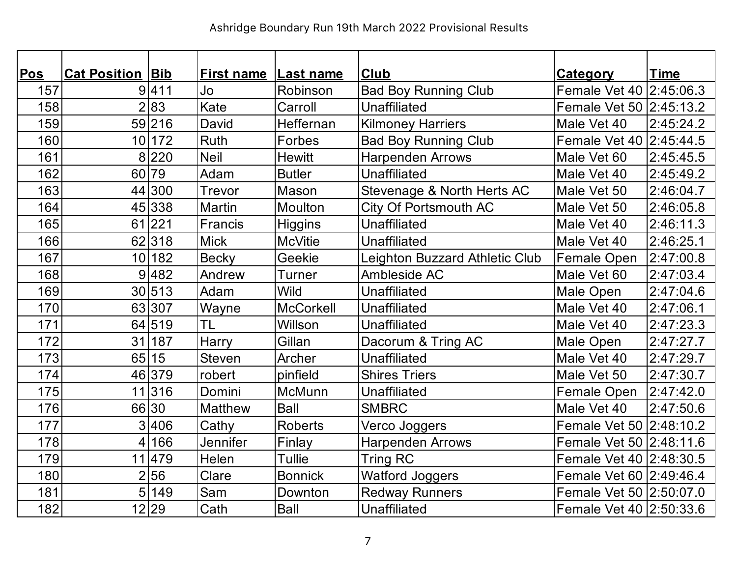Ashridge Boundary Run 19th March 2022 Provisional Results

| Pos | Cat Position | Bib | First name | Last name | Club | Category | Time |
| --- | --- | --- | --- | --- | --- | --- | --- |
| 157 | 9 | 411 | Jo | Robinson | Bad Boy Running Club | Female Vet 40 | 2:45:06.3 |
| 158 | 2 | 83 | Kate | Carroll | Unaffiliated | Female Vet 50 | 2:45:13.2 |
| 159 | 59 | 216 | David | Heffernan | Kilmoney Harriers | Male Vet 40 | 2:45:24.2 |
| 160 | 10 | 172 | Ruth | Forbes | Bad Boy Running Club | Female Vet 40 | 2:45:44.5 |
| 161 | 8 | 220 | Neil | Hewitt | Harpenden Arrows | Male Vet 60 | 2:45:45.5 |
| 162 | 60 | 79 | Adam | Butler | Unaffiliated | Male Vet 40 | 2:45:49.2 |
| 163 | 44 | 300 | Trevor | Mason | Stevenage & North Herts AC | Male Vet 50 | 2:46:04.7 |
| 164 | 45 | 338 | Martin | Moulton | City Of Portsmouth AC | Male Vet 50 | 2:46:05.8 |
| 165 | 61 | 221 | Francis | Higgins | Unaffiliated | Male Vet 40 | 2:46:11.3 |
| 166 | 62 | 318 | Mick | McVitie | Unaffiliated | Male Vet 40 | 2:46:25.1 |
| 167 | 10 | 182 | Becky | Geekie | Leighton Buzzard Athletic Club | Female Open | 2:47:00.8 |
| 168 | 9 | 482 | Andrew | Turner | Ambleside AC | Male Vet 60 | 2:47:03.4 |
| 169 | 30 | 513 | Adam | Wild | Unaffiliated | Male Open | 2:47:04.6 |
| 170 | 63 | 307 | Wayne | McCorkell | Unaffiliated | Male Vet 40 | 2:47:06.1 |
| 171 | 64 | 519 | TL | Willson | Unaffiliated | Male Vet 40 | 2:47:23.3 |
| 172 | 31 | 187 | Harry | Gillan | Dacorum & Tring AC | Male Open | 2:47:27.7 |
| 173 | 65 | 15 | Steven | Archer | Unaffiliated | Male Vet 40 | 2:47:29.7 |
| 174 | 46 | 379 | robert | pinfield | Shires Triers | Male Vet 50 | 2:47:30.7 |
| 175 | 11 | 316 | Domini | McMunn | Unaffiliated | Female Open | 2:47:42.0 |
| 176 | 66 | 30 | Matthew | Ball | SMBRC | Male Vet 40 | 2:47:50.6 |
| 177 | 3 | 406 | Cathy | Roberts | Verco Joggers | Female Vet 50 | 2:48:10.2 |
| 178 | 4 | 166 | Jennifer | Finlay | Harpenden Arrows | Female Vet 50 | 2:48:11.6 |
| 179 | 11 | 479 | Helen | Tullie | Tring RC | Female Vet 40 | 2:48:30.5 |
| 180 | 2 | 56 | Clare | Bonnick | Watford Joggers | Female Vet 60 | 2:49:46.4 |
| 181 | 5 | 149 | Sam | Downton | Redway Runners | Female Vet 50 | 2:50:07.0 |
| 182 | 12 | 29 | Cath | Ball | Unaffiliated | Female Vet 40 | 2:50:33.6 |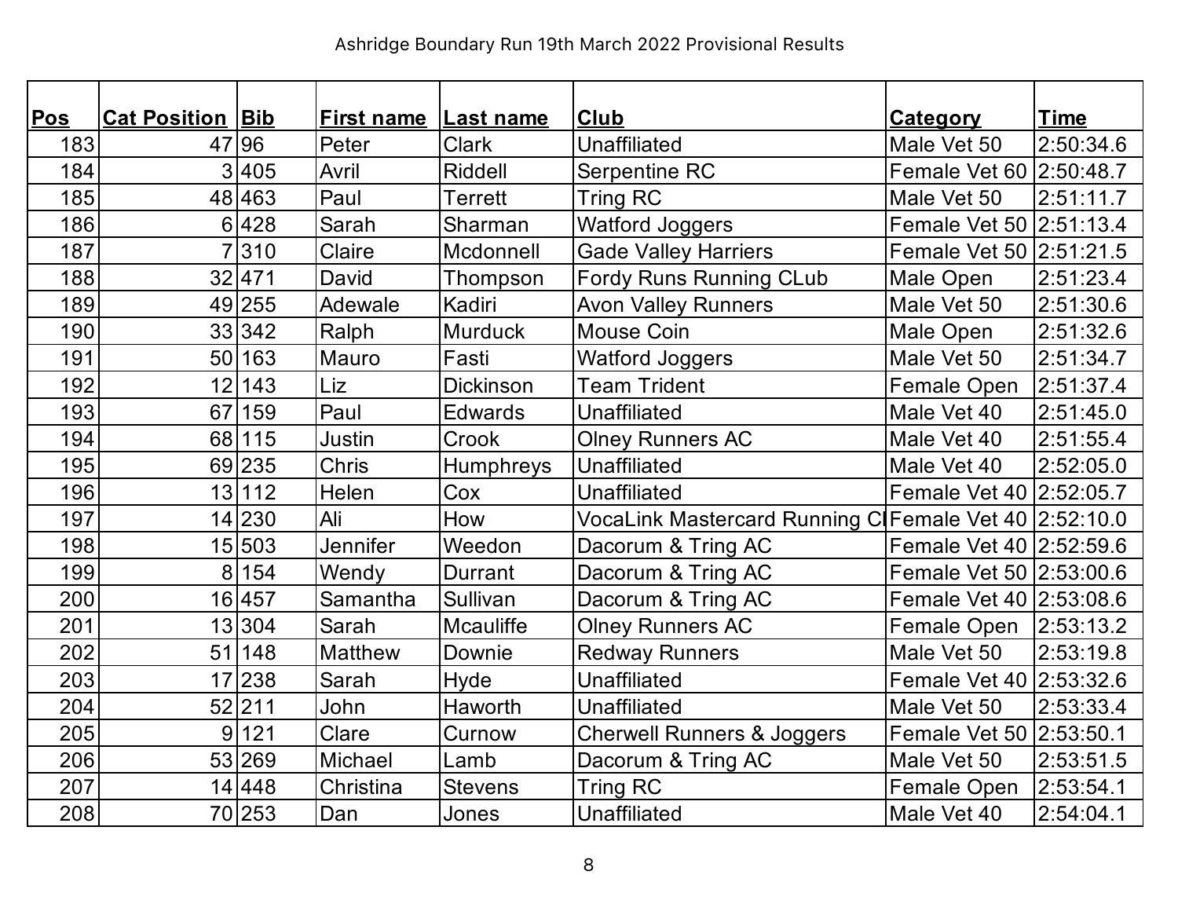Ashridge Boundary Run 19th March 2022 Provisional Results

| Pos | Cat Position | Bib | First name | Last name | Club | Category | Time |
|---|---|---|---|---|---|---|---|
| 183 | 47 | 96 | Peter | Clark | Unaffiliated | Male Vet 50 | 2:50:34.6 |
| 184 | 3 | 405 | Avril | Riddell | Serpentine RC | Female Vet 60 | 2:50:48.7 |
| 185 | 48 | 463 | Paul | Terrett | Tring RC | Male Vet 50 | 2:51:11.7 |
| 186 | 6 | 428 | Sarah | Sharman | Watford Joggers | Female Vet 50 | 2:51:13.4 |
| 187 | 7 | 310 | Claire | Mcdonnell | Gade Valley Harriers | Female Vet 50 | 2:51:21.5 |
| 188 | 32 | 471 | David | Thompson | Fordy Runs Running CLub | Male Open | 2:51:23.4 |
| 189 | 49 | 255 | Adewale | Kadiri | Avon Valley Runners | Male Vet 50 | 2:51:30.6 |
| 190 | 33 | 342 | Ralph | Murduck | Mouse Coin | Male Open | 2:51:32.6 |
| 191 | 50 | 163 | Mauro | Fasti | Watford Joggers | Male Vet 50 | 2:51:34.7 |
| 192 | 12 | 143 | Liz | Dickinson | Team Trident | Female Open | 2:51:37.4 |
| 193 | 67 | 159 | Paul | Edwards | Unaffiliated | Male Vet 40 | 2:51:45.0 |
| 194 | 68 | 115 | Justin | Crook | Olney Runners AC | Male Vet 40 | 2:51:55.4 |
| 195 | 69 | 235 | Chris | Humphreys | Unaffiliated | Male Vet 40 | 2:52:05.0 |
| 196 | 13 | 112 | Helen | Cox | Unaffiliated | Female Vet 40 | 2:52:05.7 |
| 197 | 14 | 230 | Ali | How | VocaLink Mastercard Running Cl | Female Vet 40 | 2:52:10.0 |
| 198 | 15 | 503 | Jennifer | Weedon | Dacorum & Tring AC | Female Vet 40 | 2:52:59.6 |
| 199 | 8 | 154 | Wendy | Durrant | Dacorum & Tring AC | Female Vet 50 | 2:53:00.6 |
| 200 | 16 | 457 | Samantha | Sullivan | Dacorum & Tring AC | Female Vet 40 | 2:53:08.6 |
| 201 | 13 | 304 | Sarah | Mcauliffe | Olney Runners AC | Female Open | 2:53:13.2 |
| 202 | 51 | 148 | Matthew | Downie | Redway Runners | Male Vet 50 | 2:53:19.8 |
| 203 | 17 | 238 | Sarah | Hyde | Unaffiliated | Female Vet 40 | 2:53:32.6 |
| 204 | 52 | 211 | John | Haworth | Unaffiliated | Male Vet 50 | 2:53:33.4 |
| 205 | 9 | 121 | Clare | Curnow | Cherwell Runners & Joggers | Female Vet 50 | 2:53:50.1 |
| 206 | 53 | 269 | Michael | Lamb | Dacorum & Tring AC | Male Vet 50 | 2:53:51.5 |
| 207 | 14 | 448 | Christina | Stevens | Tring RC | Female Open | 2:53:54.1 |
| 208 | 70 | 253 | Dan | Jones | Unaffiliated | Male Vet 40 | 2:54:04.1 |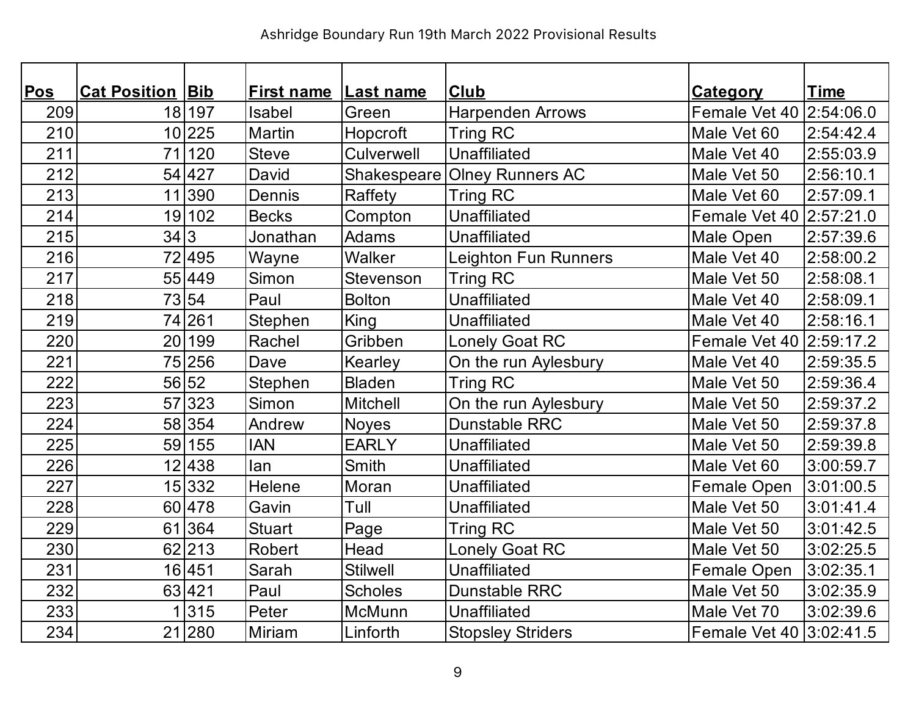Ashridge Boundary Run 19th March 2022 Provisional Results

| Pos | Cat Position | Bib | First name | Last name | Club | Category | Time |
|---|---|---|---|---|---|---|---|
| 209 | 18 | 197 | Isabel | Green | Harpenden Arrows | Female Vet 40 | 2:54:06.0 |
| 210 | 10 | 225 | Martin | Hopcroft | Tring RC | Male Vet 60 | 2:54:42.4 |
| 211 | 71 | 120 | Steve | Culverwell | Unaffiliated | Male Vet 40 | 2:55:03.9 |
| 212 | 54 | 427 | David | Shakespeare | Olney Runners AC | Male Vet 50 | 2:56:10.1 |
| 213 | 11 | 390 | Dennis | Raffety | Tring RC | Male Vet 60 | 2:57:09.1 |
| 214 | 19 | 102 | Becks | Compton | Unaffiliated | Female Vet 40 | 2:57:21.0 |
| 215 | 34 | 3 | Jonathan | Adams | Unaffiliated | Male Open | 2:57:39.6 |
| 216 | 72 | 495 | Wayne | Walker | Leighton Fun Runners | Male Vet 40 | 2:58:00.2 |
| 217 | 55 | 449 | Simon | Stevenson | Tring RC | Male Vet 50 | 2:58:08.1 |
| 218 | 73 | 54 | Paul | Bolton | Unaffiliated | Male Vet 40 | 2:58:09.1 |
| 219 | 74 | 261 | Stephen | King | Unaffiliated | Male Vet 40 | 2:58:16.1 |
| 220 | 20 | 199 | Rachel | Gribben | Lonely Goat RC | Female Vet 40 | 2:59:17.2 |
| 221 | 75 | 256 | Dave | Kearley | On the run Aylesbury | Male Vet 40 | 2:59:35.5 |
| 222 | 56 | 52 | Stephen | Bladen | Tring RC | Male Vet 50 | 2:59:36.4 |
| 223 | 57 | 323 | Simon | Mitchell | On the run Aylesbury | Male Vet 50 | 2:59:37.2 |
| 224 | 58 | 354 | Andrew | Noyes | Dunstable RRC | Male Vet 50 | 2:59:37.8 |
| 225 | 59 | 155 | IAN | EARLY | Unaffiliated | Male Vet 50 | 2:59:39.8 |
| 226 | 12 | 438 | Ian | Smith | Unaffiliated | Male Vet 60 | 3:00:59.7 |
| 227 | 15 | 332 | Helene | Moran | Unaffiliated | Female Open | 3:01:00.5 |
| 228 | 60 | 478 | Gavin | Tull | Unaffiliated | Male Vet 50 | 3:01:41.4 |
| 229 | 61 | 364 | Stuart | Page | Tring RC | Male Vet 50 | 3:01:42.5 |
| 230 | 62 | 213 | Robert | Head | Lonely Goat RC | Male Vet 50 | 3:02:25.5 |
| 231 | 16 | 451 | Sarah | Stilwell | Unaffiliated | Female Open | 3:02:35.1 |
| 232 | 63 | 421 | Paul | Scholes | Dunstable RRC | Male Vet 50 | 3:02:35.9 |
| 233 | 1 | 315 | Peter | McMunn | Unaffiliated | Male Vet 70 | 3:02:39.6 |
| 234 | 21 | 280 | Miriam | Linforth | Stopsley Striders | Female Vet 40 | 3:02:41.5 |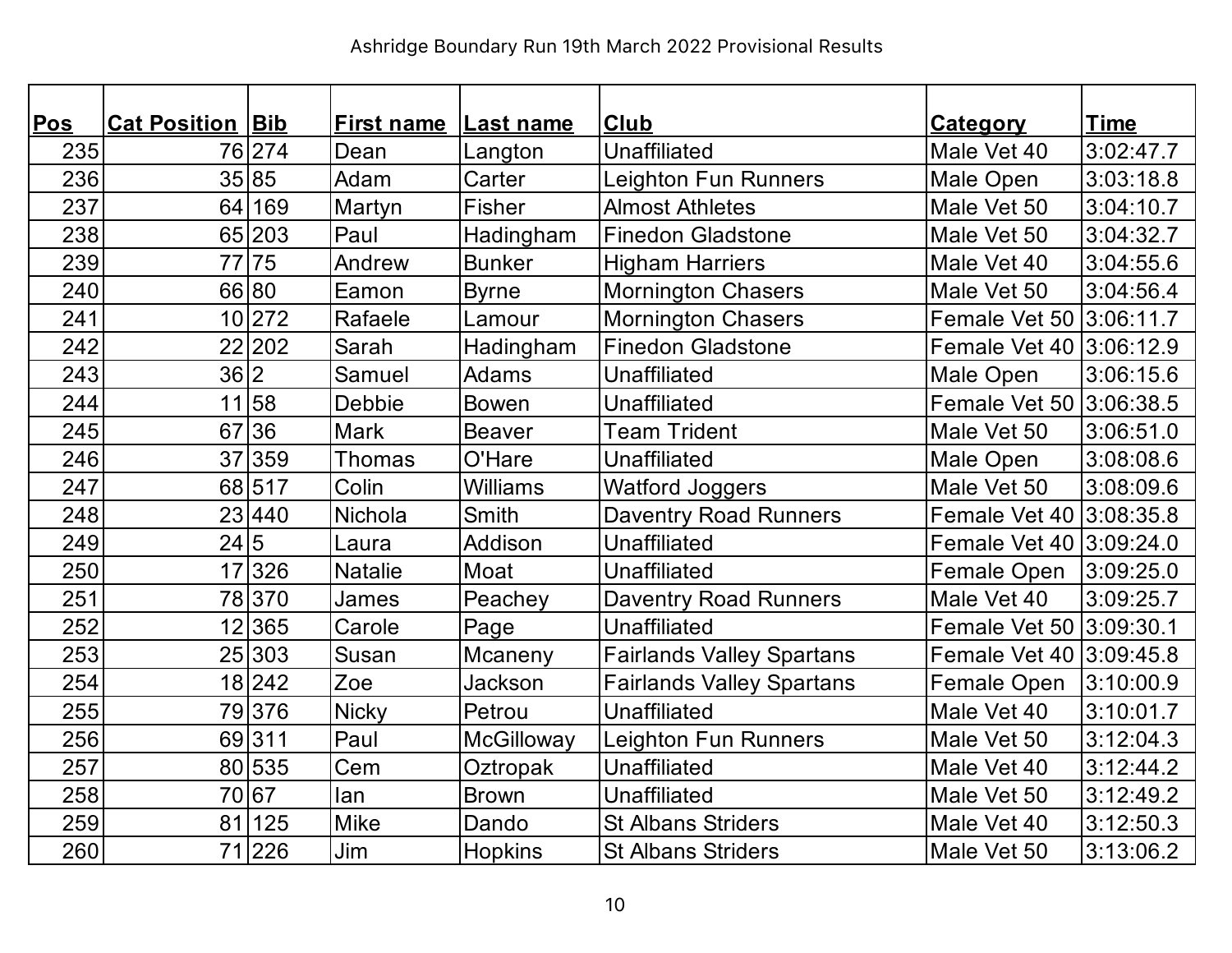Ashridge Boundary Run 19th March 2022 Provisional Results

| Pos | Cat Position | Bib | First name | Last name | Club | Category | Time |
|---|---|---|---|---|---|---|---|
| 235 | 76 | 274 | Dean | Langton | Unaffiliated | Male Vet 40 | 3:02:47.7 |
| 236 | 35 | 85 | Adam | Carter | Leighton Fun Runners | Male Open | 3:03:18.8 |
| 237 | 64 | 169 | Martyn | Fisher | Almost Athletes | Male Vet 50 | 3:04:10.7 |
| 238 | 65 | 203 | Paul | Hadingham | Finedon Gladstone | Male Vet 50 | 3:04:32.7 |
| 239 | 77 | 75 | Andrew | Bunker | Higham Harriers | Male Vet 40 | 3:04:55.6 |
| 240 | 66 | 80 | Eamon | Byrne | Mornington Chasers | Male Vet 50 | 3:04:56.4 |
| 241 | 10 | 272 | Rafaele | Lamour | Mornington Chasers | Female Vet 50 | 3:06:11.7 |
| 242 | 22 | 202 | Sarah | Hadingham | Finedon Gladstone | Female Vet 40 | 3:06:12.9 |
| 243 | 36 | 2 | Samuel | Adams | Unaffiliated | Male Open | 3:06:15.6 |
| 244 | 11 | 58 | Debbie | Bowen | Unaffiliated | Female Vet 50 | 3:06:38.5 |
| 245 | 67 | 36 | Mark | Beaver | Team Trident | Male Vet 50 | 3:06:51.0 |
| 246 | 37 | 359 | Thomas | O'Hare | Unaffiliated | Male Open | 3:08:08.6 |
| 247 | 68 | 517 | Colin | Williams | Watford Joggers | Male Vet 50 | 3:08:09.6 |
| 248 | 23 | 440 | Nichola | Smith | Daventry Road Runners | Female Vet 40 | 3:08:35.8 |
| 249 | 24 | 5 | Laura | Addison | Unaffiliated | Female Vet 40 | 3:09:24.0 |
| 250 | 17 | 326 | Natalie | Moat | Unaffiliated | Female Open | 3:09:25.0 |
| 251 | 78 | 370 | James | Peachey | Daventry Road Runners | Male Vet 40 | 3:09:25.7 |
| 252 | 12 | 365 | Carole | Page | Unaffiliated | Female Vet 50 | 3:09:30.1 |
| 253 | 25 | 303 | Susan | Mcaneny | Fairlands Valley Spartans | Female Vet 40 | 3:09:45.8 |
| 254 | 18 | 242 | Zoe | Jackson | Fairlands Valley Spartans | Female Open | 3:10:00.9 |
| 255 | 79 | 376 | Nicky | Petrou | Unaffiliated | Male Vet 40 | 3:10:01.7 |
| 256 | 69 | 311 | Paul | McGilloway | Leighton Fun Runners | Male Vet 50 | 3:12:04.3 |
| 257 | 80 | 535 | Cem | Oztropak | Unaffiliated | Male Vet 40 | 3:12:44.2 |
| 258 | 70 | 67 | Ian | Brown | Unaffiliated | Male Vet 50 | 3:12:49.2 |
| 259 | 81 | 125 | Mike | Dando | St Albans Striders | Male Vet 40 | 3:12:50.3 |
| 260 | 71 | 226 | Jim | Hopkins | St Albans Striders | Male Vet 50 | 3:13:06.2 |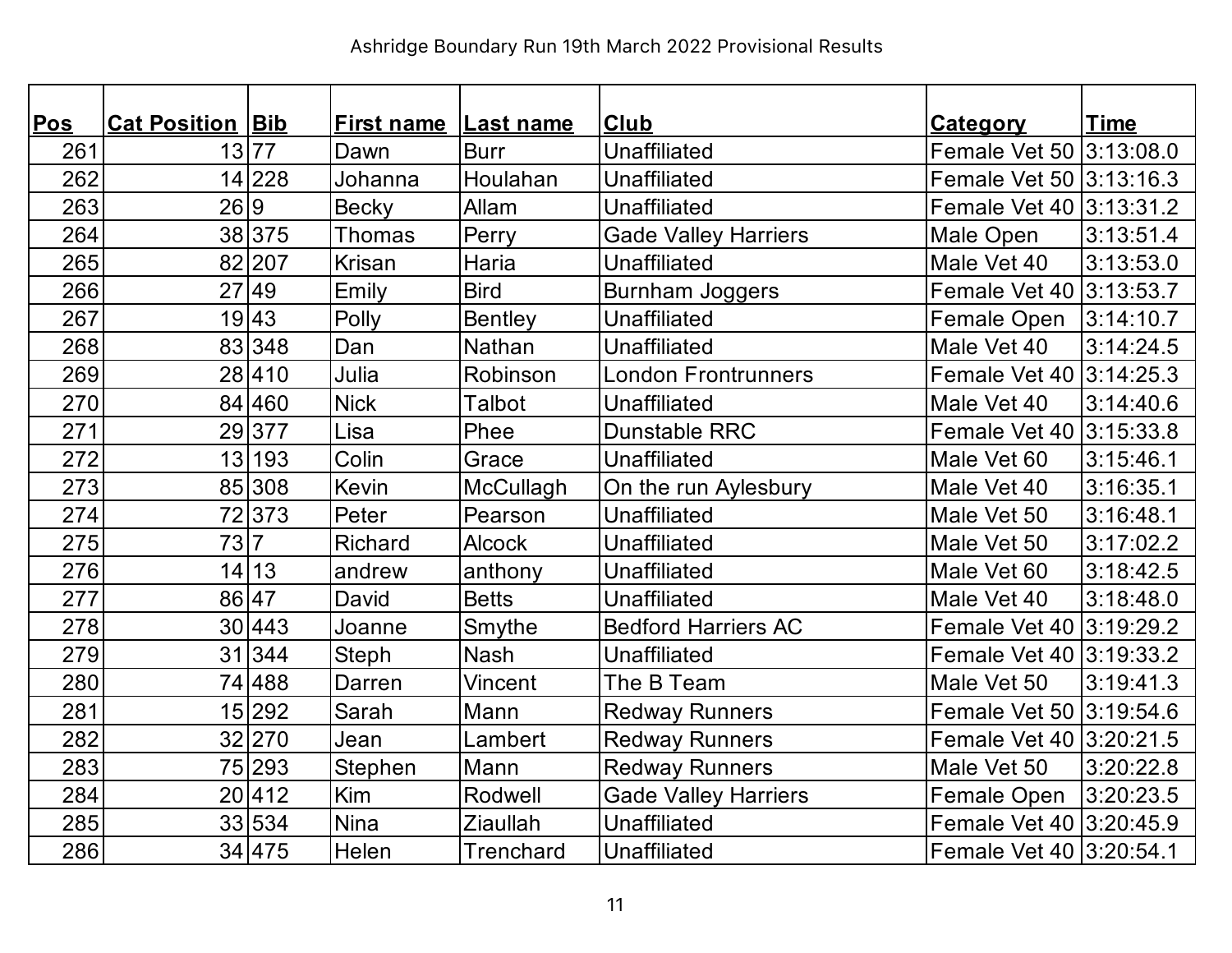Ashridge Boundary Run 19th March 2022 Provisional Results

| Pos | Cat Position | Bib | First name | Last name | Club | Category | Time |
|---|---|---|---|---|---|---|---|
| 261 | 13 | 77 | Dawn | Burr | Unaffiliated | Female Vet 50 | 3:13:08.0 |
| 262 | 14 | 228 | Johanna | Houlahan | Unaffiliated | Female Vet 50 | 3:13:16.3 |
| 263 | 26 | 9 | Becky | Allam | Unaffiliated | Female Vet 40 | 3:13:31.2 |
| 264 | 38 | 375 | Thomas | Perry | Gade Valley Harriers | Male Open | 3:13:51.4 |
| 265 | 82 | 207 | Krisan | Haria | Unaffiliated | Male Vet 40 | 3:13:53.0 |
| 266 | 27 | 49 | Emily | Bird | Burnham Joggers | Female Vet 40 | 3:13:53.7 |
| 267 | 19 | 43 | Polly | Bentley | Unaffiliated | Female Open | 3:14:10.7 |
| 268 | 83 | 348 | Dan | Nathan | Unaffiliated | Male Vet 40 | 3:14:24.5 |
| 269 | 28 | 410 | Julia | Robinson | London Frontrunners | Female Vet 40 | 3:14:25.3 |
| 270 | 84 | 460 | Nick | Talbot | Unaffiliated | Male Vet 40 | 3:14:40.6 |
| 271 | 29 | 377 | Lisa | Phee | Dunstable RRC | Female Vet 40 | 3:15:33.8 |
| 272 | 13 | 193 | Colin | Grace | Unaffiliated | Male Vet 60 | 3:15:46.1 |
| 273 | 85 | 308 | Kevin | McCullagh | On the run Aylesbury | Male Vet 40 | 3:16:35.1 |
| 274 | 72 | 373 | Peter | Pearson | Unaffiliated | Male Vet 50 | 3:16:48.1 |
| 275 | 73 | 7 | Richard | Alcock | Unaffiliated | Male Vet 50 | 3:17:02.2 |
| 276 | 14 | 13 | andrew | anthony | Unaffiliated | Male Vet 60 | 3:18:42.5 |
| 277 | 86 | 47 | David | Betts | Unaffiliated | Male Vet 40 | 3:18:48.0 |
| 278 | 30 | 443 | Joanne | Smythe | Bedford Harriers AC | Female Vet 40 | 3:19:29.2 |
| 279 | 31 | 344 | Steph | Nash | Unaffiliated | Female Vet 40 | 3:19:33.2 |
| 280 | 74 | 488 | Darren | Vincent | The B Team | Male Vet 50 | 3:19:41.3 |
| 281 | 15 | 292 | Sarah | Mann | Redway Runners | Female Vet 50 | 3:19:54.6 |
| 282 | 32 | 270 | Jean | Lambert | Redway Runners | Female Vet 40 | 3:20:21.5 |
| 283 | 75 | 293 | Stephen | Mann | Redway Runners | Male Vet 50 | 3:20:22.8 |
| 284 | 20 | 412 | Kim | Rodwell | Gade Valley Harriers | Female Open | 3:20:23.5 |
| 285 | 33 | 534 | Nina | Ziaullah | Unaffiliated | Female Vet 40 | 3:20:45.9 |
| 286 | 34 | 475 | Helen | Trenchard | Unaffiliated | Female Vet 40 | 3:20:54.1 |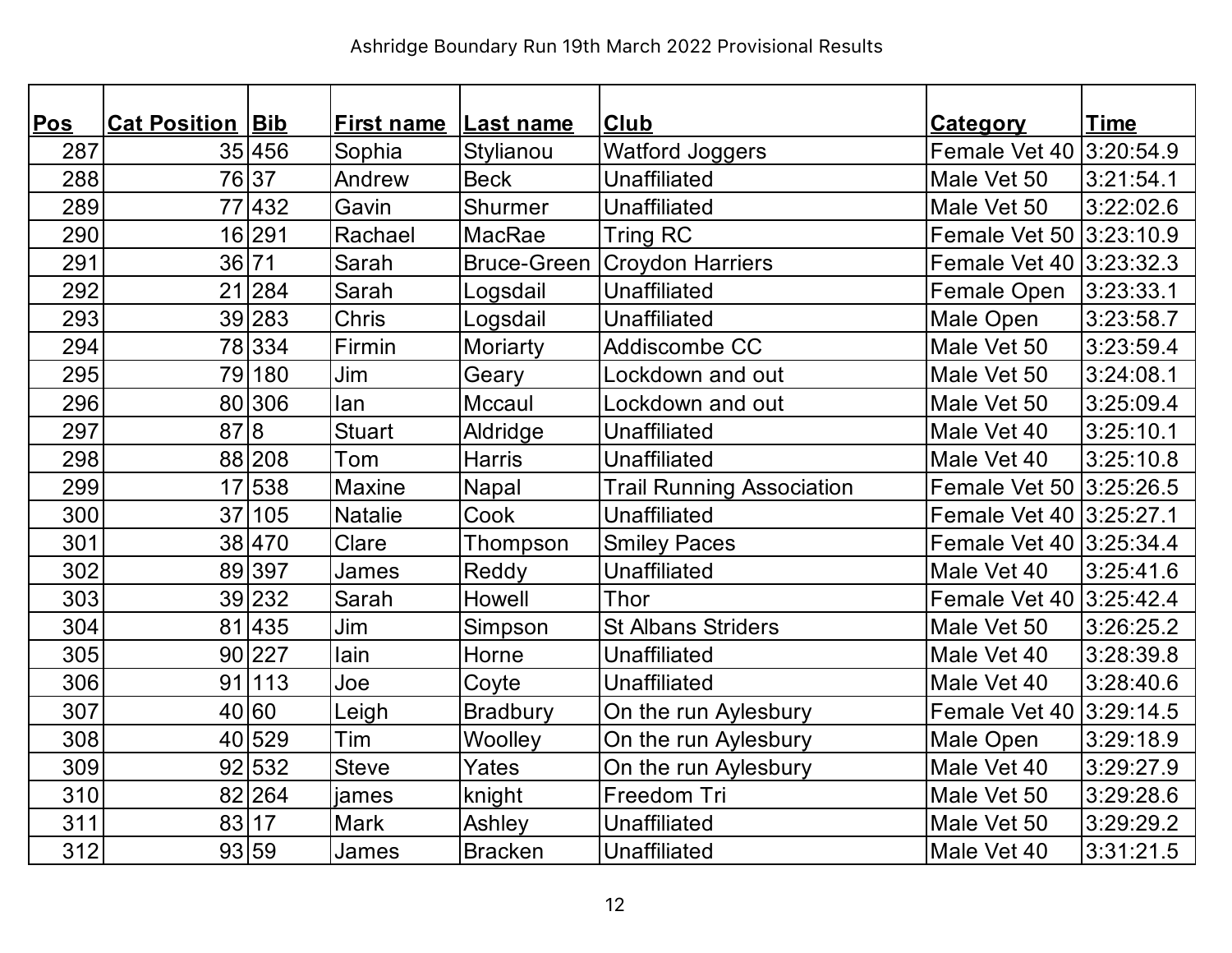Ashridge Boundary Run 19th March 2022 Provisional Results

| Pos | Cat Position | Bib | First name | Last name | Club | Category | Time |
|---|---|---|---|---|---|---|---|
| 287 | 35 | 456 | Sophia | Stylianou | Watford Joggers | Female Vet 40 | 3:20:54.9 |
| 288 | 76 | 37 | Andrew | Beck | Unaffiliated | Male Vet 50 | 3:21:54.1 |
| 289 | 77 | 432 | Gavin | Shurmer | Unaffiliated | Male Vet 50 | 3:22:02.6 |
| 290 | 16 | 291 | Rachael | MacRae | Tring RC | Female Vet 50 | 3:23:10.9 |
| 291 | 36 | 71 | Sarah | Bruce-Green | Croydon Harriers | Female Vet 40 | 3:23:32.3 |
| 292 | 21 | 284 | Sarah | Logsdail | Unaffiliated | Female Open | 3:23:33.1 |
| 293 | 39 | 283 | Chris | Logsdail | Unaffiliated | Male Open | 3:23:58.7 |
| 294 | 78 | 334 | Firmin | Moriarty | Addiscombe CC | Male Vet 50 | 3:23:59.4 |
| 295 | 79 | 180 | Jim | Geary | Lockdown and out | Male Vet 50 | 3:24:08.1 |
| 296 | 80 | 306 | Ian | Mccaul | Lockdown and out | Male Vet 50 | 3:25:09.4 |
| 297 | 87 | 8 | Stuart | Aldridge | Unaffiliated | Male Vet 40 | 3:25:10.1 |
| 298 | 88 | 208 | Tom | Harris | Unaffiliated | Male Vet 40 | 3:25:10.8 |
| 299 | 17 | 538 | Maxine | Napal | Trail Running Association | Female Vet 50 | 3:25:26.5 |
| 300 | 37 | 105 | Natalie | Cook | Unaffiliated | Female Vet 40 | 3:25:27.1 |
| 301 | 38 | 470 | Clare | Thompson | Smiley Paces | Female Vet 40 | 3:25:34.4 |
| 302 | 89 | 397 | James | Reddy | Unaffiliated | Male Vet 40 | 3:25:41.6 |
| 303 | 39 | 232 | Sarah | Howell | Thor | Female Vet 40 | 3:25:42.4 |
| 304 | 81 | 435 | Jim | Simpson | St Albans Striders | Male Vet 50 | 3:26:25.2 |
| 305 | 90 | 227 | Iain | Horne | Unaffiliated | Male Vet 40 | 3:28:39.8 |
| 306 | 91 | 113 | Joe | Coyte | Unaffiliated | Male Vet 40 | 3:28:40.6 |
| 307 | 40 | 60 | Leigh | Bradbury | On the run Aylesbury | Female Vet 40 | 3:29:14.5 |
| 308 | 40 | 529 | Tim | Woolley | On the run Aylesbury | Male Open | 3:29:18.9 |
| 309 | 92 | 532 | Steve | Yates | On the run Aylesbury | Male Vet 40 | 3:29:27.9 |
| 310 | 82 | 264 | james | knight | Freedom Tri | Male Vet 50 | 3:29:28.6 |
| 311 | 83 | 17 | Mark | Ashley | Unaffiliated | Male Vet 50 | 3:29:29.2 |
| 312 | 93 | 59 | James | Bracken | Unaffiliated | Male Vet 40 | 3:31:21.5 |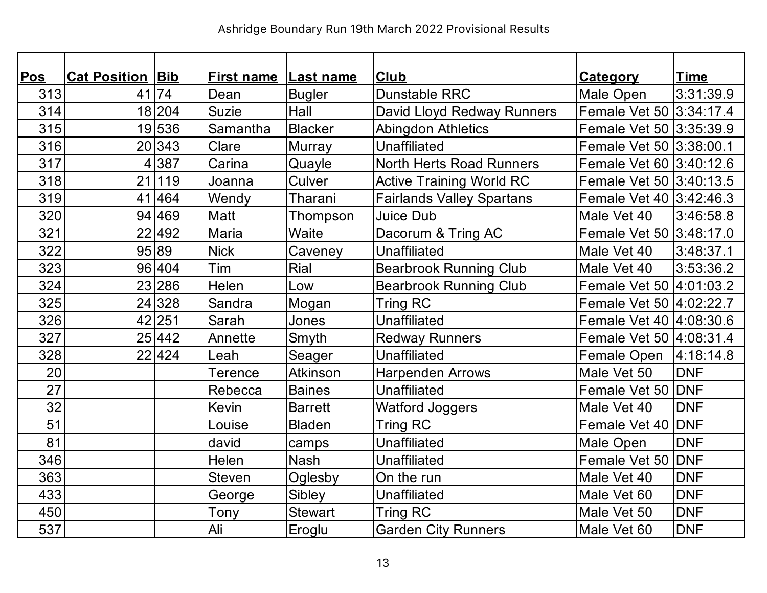Ashridge Boundary Run 19th March 2022 Provisional Results

| Pos | Cat Position | Bib | First name | Last name | Club | Category | Time |
|---|---|---|---|---|---|---|---|
| 313 | 41 | 74 | Dean | Bugler | Dunstable RRC | Male Open | 3:31:39.9 |
| 314 | 18 | 204 | Suzie | Hall | David Lloyd Redway Runners | Female Vet 50 | 3:34:17.4 |
| 315 | 19 | 536 | Samantha | Blacker | Abingdon Athletics | Female Vet 50 | 3:35:39.9 |
| 316 | 20 | 343 | Clare | Murray | Unaffiliated | Female Vet 50 | 3:38:00.1 |
| 317 | 4 | 387 | Carina | Quayle | North Herts Road Runners | Female Vet 60 | 3:40:12.6 |
| 318 | 21 | 119 | Joanna | Culver | Active Training World RC | Female Vet 50 | 3:40:13.5 |
| 319 | 41 | 464 | Wendy | Tharani | Fairlands Valley Spartans | Female Vet 40 | 3:42:46.3 |
| 320 | 94 | 469 | Matt | Thompson | Juice Dub | Male Vet 40 | 3:46:58.8 |
| 321 | 22 | 492 | Maria | Waite | Dacorum & Tring AC | Female Vet 50 | 3:48:17.0 |
| 322 | 95 | 89 | Nick | Caveney | Unaffiliated | Male Vet 40 | 3:48:37.1 |
| 323 | 96 | 404 | Tim | Rial | Bearbrook Running Club | Male Vet 40 | 3:53:36.2 |
| 324 | 23 | 286 | Helen | Low | Bearbrook Running Club | Female Vet 50 | 4:01:03.2 |
| 325 | 24 | 328 | Sandra | Mogan | Tring RC | Female Vet 50 | 4:02:22.7 |
| 326 | 42 | 251 | Sarah | Jones | Unaffiliated | Female Vet 40 | 4:08:30.6 |
| 327 | 25 | 442 | Annette | Smyth | Redway Runners | Female Vet 50 | 4:08:31.4 |
| 328 | 22 | 424 | Leah | Seager | Unaffiliated | Female Open | 4:18:14.8 |
| 20 | | | Terence | Atkinson | Harpenden Arrows | Male Vet 50 | DNF |
| 27 | | | Rebecca | Baines | Unaffiliated | Female Vet 50 | DNF |
| 32 | | | Kevin | Barrett | Watford Joggers | Male Vet 40 | DNF |
| 51 | | | Louise | Bladen | Tring RC | Female Vet 40 | DNF |
| 81 | | | david | camps | Unaffiliated | Male Open | DNF |
| 346 | | | Helen | Nash | Unaffiliated | Female Vet 50 | DNF |
| 363 | | | Steven | Oglesby | On the run | Male Vet 40 | DNF |
| 433 | | | George | Sibley | Unaffiliated | Male Vet 60 | DNF |
| 450 | | | Tony | Stewart | Tring RC | Male Vet 50 | DNF |
| 537 | | | Ali | Eroglu | Garden City Runners | Male Vet 60 | DNF |